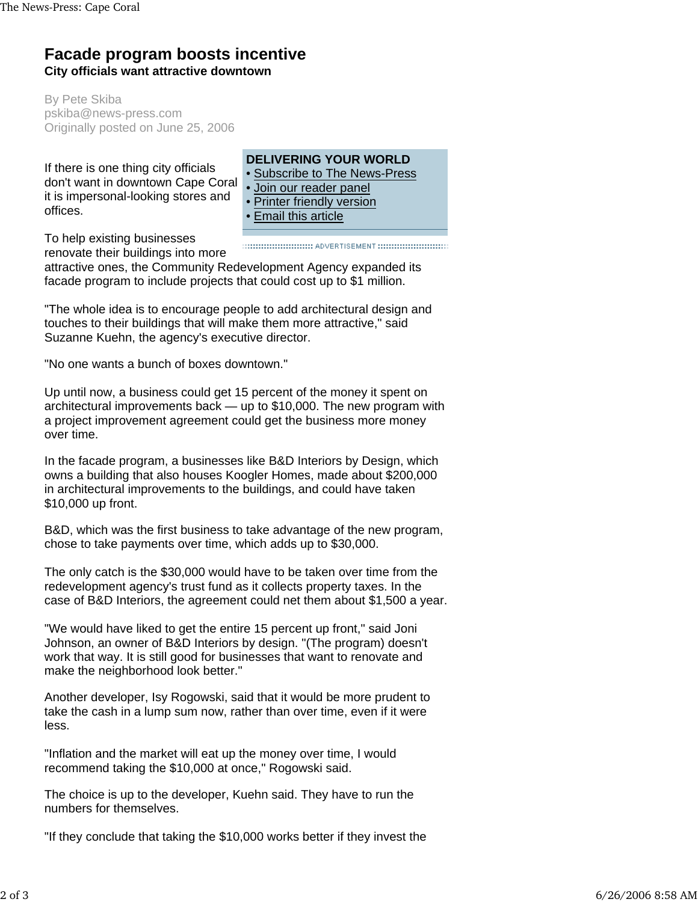# Facade program boosts incentive

### City officials want attractive downtown

By Pete Skiba
pskiba@news-press.com
Originally posted on June 25, 2006

**DELIVERING YOUR WORLD**
- Subscribe to The News-Press
- Join our reader panel
- Printer friendly version
- Email this article

If there is one thing city officials don't want in downtown Cape Coral it is impersonal-looking stores and offices.

To help existing businesses renovate their buildings into more attractive ones, the Community Redevelopment Agency expanded its facade program to include projects that could cost up to $1 million.

"The whole idea is to encourage people to add architectural design and touches to their buildings that will make them more attractive," said Suzanne Kuehn, the agency's executive director.

"No one wants a bunch of boxes downtown."

Up until now, a business could get 15 percent of the money it spent on architectural improvements back — up to $10,000. The new program with a project improvement agreement could get the business more money over time.

In the facade program, a businesses like B&D Interiors by Design, which owns a building that also houses Koogler Homes, made about $200,000 in architectural improvements to the buildings, and could have taken $10,000 up front.

B&D, which was the first business to take advantage of the new program, chose to take payments over time, which adds up to $30,000.

The only catch is the $30,000 would have to be taken over time from the redevelopment agency's trust fund as it collects property taxes. In the case of B&D Interiors, the agreement could net them about $1,500 a year.

"We would have liked to get the entire 15 percent up front," said Joni Johnson, an owner of B&D Interiors by design. "(The program) doesn't work that way. It is still good for businesses that want to renovate and make the neighborhood look better."

Another developer, Isy Rogowski, said that it would be more prudent to take the cash in a lump sum now, rather than over time, even if it were less.

"Inflation and the market will eat up the money over time, I would recommend taking the $10,000 at once," Rogowski said.

The choice is up to the developer, Kuehn said. They have to run the numbers for themselves.

"If they conclude that taking the $10,000 works better if they invest the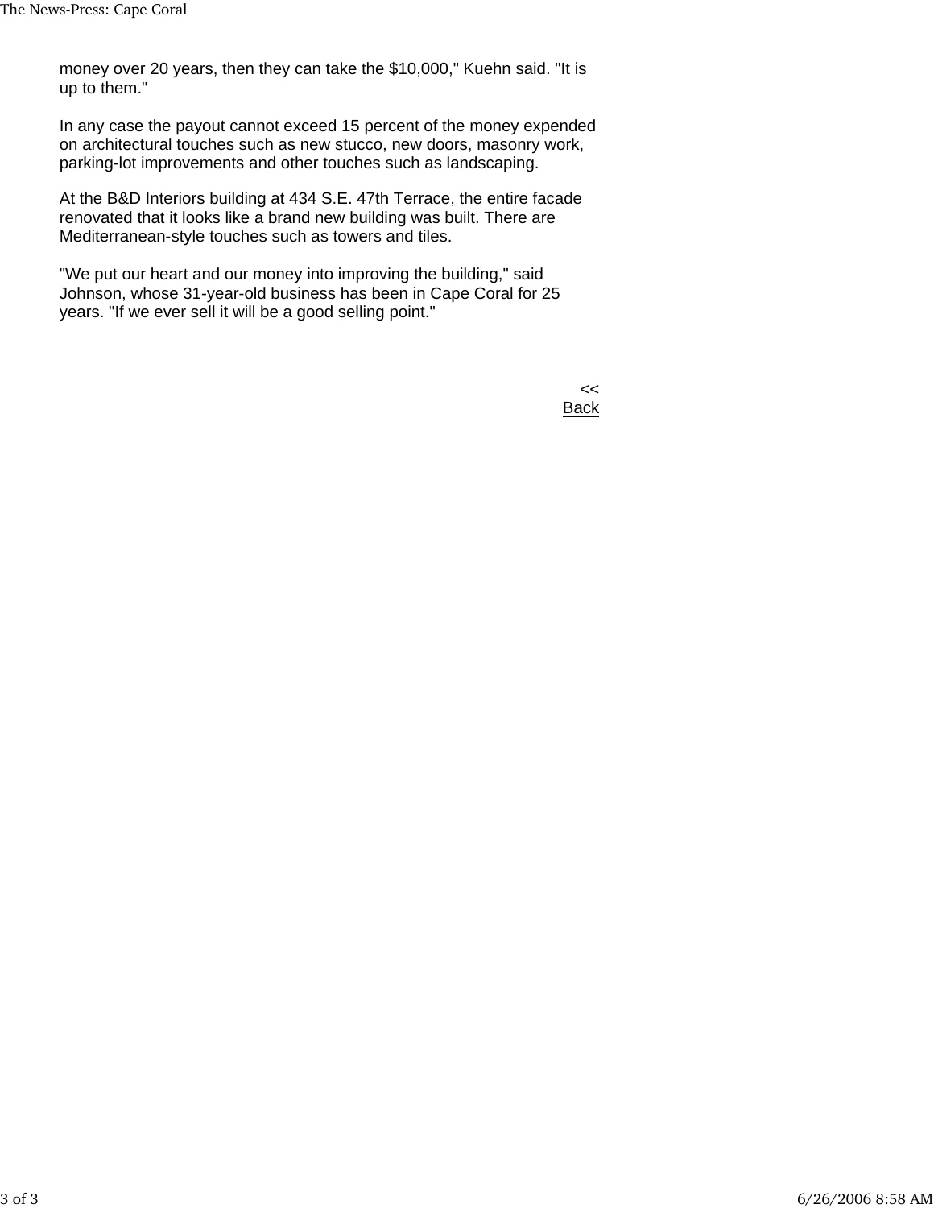money over 20 years, then they can take the $10,000," Kuehn said. "It is up to them."

In any case the payout cannot exceed 15 percent of the money expended on architectural touches such as new stucco, new doors, masonry work, parking-lot improvements and other touches such as landscaping.

At the B&D Interiors building at 434 S.E. 47th Terrace, the entire facade renovated that it looks like a brand new building was built. There are Mediterranean-style touches such as towers and tiles.

"We put our heart and our money into improving the building," said Johnson, whose 31-year-old business has been in Cape Coral for 25 years. "If we ever sell it will be a good selling point."

---

<< Back